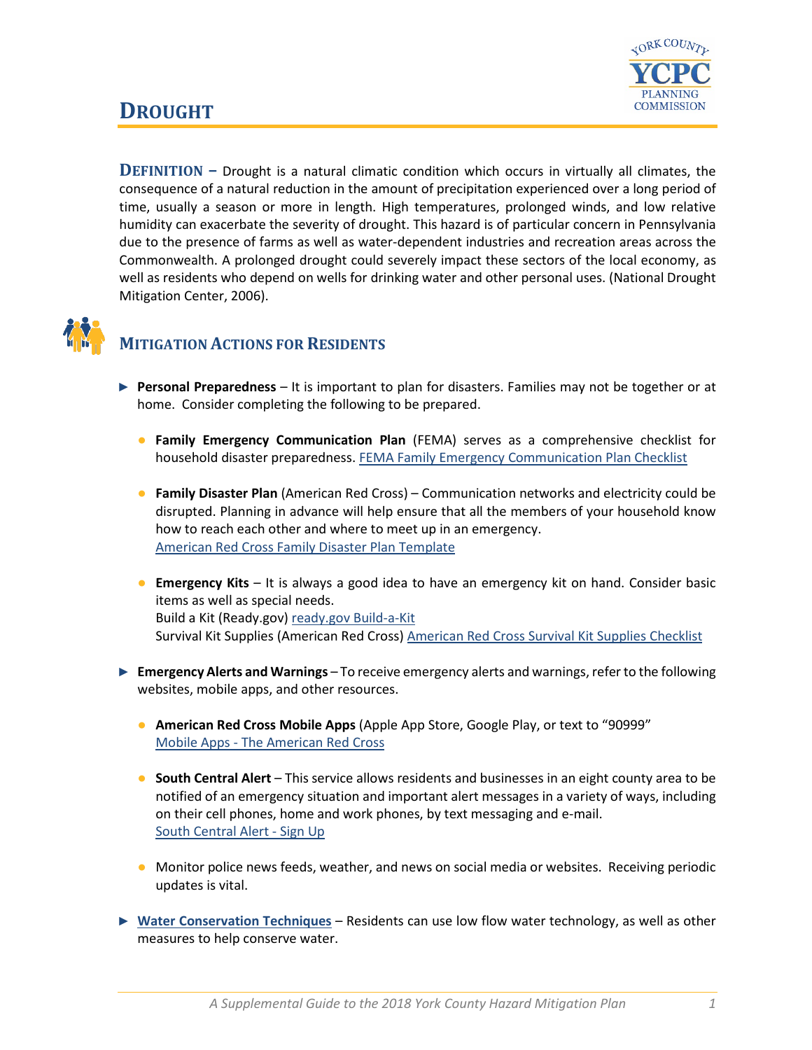# DROUGHT

**DEFINITION –** Drought is a natural climatic condition which occurs in virtually all climates, the consequence of a natural reduction in the amount of precipitation experienced over a long period of time, usually a season or more in length. High temperatures, prolonged winds, and low relative humidity can exacerbate the severity of drought. This hazard is of particular concern in Pennsylvania due to the presence of farms as well as water-dependent industries and recreation areas across the Commonwealth. A prolonged drought could severely impact these sectors of the local economy, as well as residents who depend on wells for drinking water and other personal uses. (National Drought Mitigation Center, 2006).

## MITIGATION ACTIONS FOR RESIDENTS

- **Personal Preparedness** – It is important to plan for disasters. Families may not be together or at home. Consider completing the following to be prepared.
  - **Family Emergency Communication Plan** (FEMA) serves as a comprehensive checklist for household disaster preparedness. FEMA Family Emergency Communication Plan Checklist
  - **Family Disaster Plan** (American Red Cross) – Communication networks and electricity could be disrupted. Planning in advance will help ensure that all the members of your household know how to reach each other and where to meet up in an emergency.
    American Red Cross Family Disaster Plan Template
  - **Emergency Kits** – It is always a good idea to have an emergency kit on hand. Consider basic items as well as special needs.
    Build a Kit (Ready.gov) ready.gov Build-a-Kit
    Survival Kit Supplies (American Red Cross) American Red Cross Survival Kit Supplies Checklist
- **Emergency Alerts and Warnings** – To receive emergency alerts and warnings, refer to the following websites, mobile apps, and other resources.
  - **American Red Cross Mobile Apps** (Apple App Store, Google Play, or text to "90999"
    Mobile Apps - The American Red Cross
  - **South Central Alert** – This service allows residents and businesses in an eight county area to be notified of an emergency situation and important alert messages in a variety of ways, including on their cell phones, home and work phones, by text messaging and e-mail.
    South Central Alert - Sign Up
  - Monitor police news feeds, weather, and news on social media or websites. Receiving periodic updates is vital.
- **Water Conservation Techniques** – Residents can use low flow water technology, as well as other measures to help conserve water.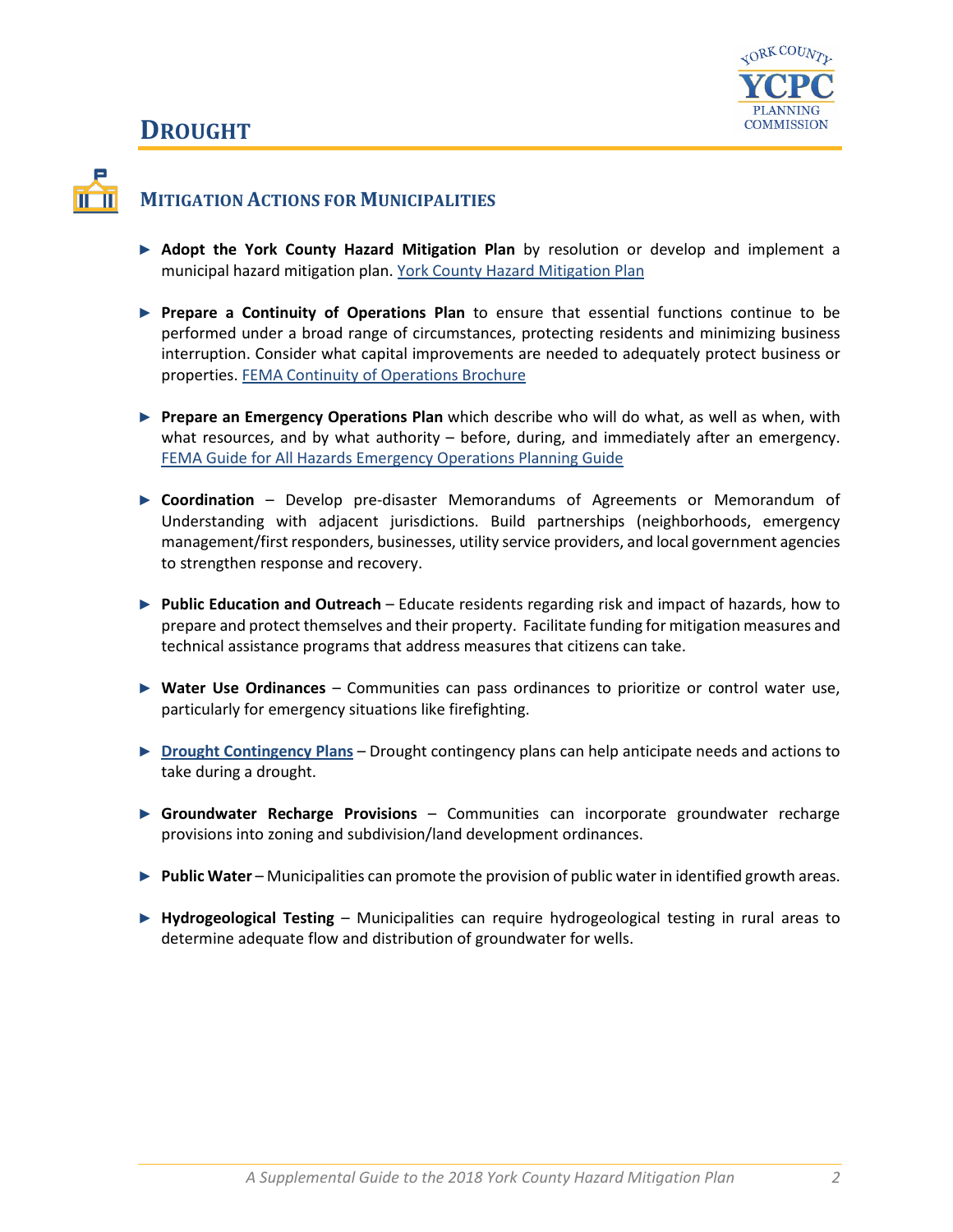# DROUGHT

## MITIGATION ACTIONS FOR MUNICIPALITIES

- **Adopt the York County Hazard Mitigation Plan** by resolution or develop and implement a municipal hazard mitigation plan. York County Hazard Mitigation Plan

- **Prepare a Continuity of Operations Plan** to ensure that essential functions continue to be performed under a broad range of circumstances, protecting residents and minimizing business interruption. Consider what capital improvements are needed to adequately protect business or properties. FEMA Continuity of Operations Brochure

- **Prepare an Emergency Operations Plan** which describe who will do what, as well as when, with what resources, and by what authority – before, during, and immediately after an emergency. FEMA Guide for All Hazards Emergency Operations Planning Guide

- **Coordination** – Develop pre-disaster Memorandums of Agreements or Memorandum of Understanding with adjacent jurisdictions. Build partnerships (neighborhoods, emergency management/first responders, businesses, utility service providers, and local government agencies to strengthen response and recovery.

- **Public Education and Outreach** – Educate residents regarding risk and impact of hazards, how to prepare and protect themselves and their property. Facilitate funding for mitigation measures and technical assistance programs that address measures that citizens can take.

- **Water Use Ordinances** – Communities can pass ordinances to prioritize or control water use, particularly for emergency situations like firefighting.

- **Drought Contingency Plans** – Drought contingency plans can help anticipate needs and actions to take during a drought.

- **Groundwater Recharge Provisions** – Communities can incorporate groundwater recharge provisions into zoning and subdivision/land development ordinances.

- **Public Water** – Municipalities can promote the provision of public water in identified growth areas.

- **Hydrogeological Testing** – Municipalities can require hydrogeological testing in rural areas to determine adequate flow and distribution of groundwater for wells.